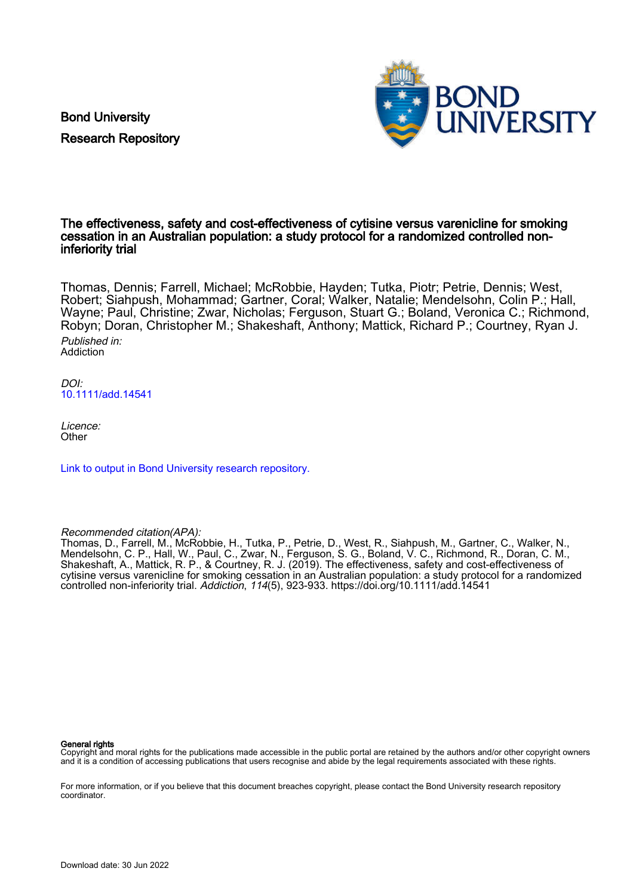Bond University
Research Repository

# The effectiveness, safety and cost-effectiveness of cytisine versus varenicline for smoking cessation in an Australian population: a study protocol for a randomized controlled non-inferiority trial

Thomas, Dennis; Farrell, Michael; McRobbie, Hayden; Tutka, Piotr; Petrie, Dennis; West, Robert; Siahpush, Mohammad; Gartner, Coral; Walker, Natalie; Mendelsohn, Colin P.; Hall, Wayne; Paul, Christine; Zwar, Nicholas; Ferguson, Stuart G.; Boland, Veronica C.; Richmond, Robyn; Doran, Christopher M.; Shakeshaft, Anthony; Mattick, Richard P.; Courtney, Ryan J.

*Published in:*
Addiction

*DOI:*
10.1111/add.14541

*Licence:*
Other

Link to output in Bond University research repository.

*Recommended citation(APA):*
Thomas, D., Farrell, M., McRobbie, H., Tutka, P., Petrie, D., West, R., Siahpush, M., Gartner, C., Walker, N., Mendelsohn, C. P., Hall, W., Paul, C., Zwar, N., Ferguson, S. G., Boland, V. C., Richmond, R., Doran, C. M., Shakeshaft, A., Mattick, R. P., & Courtney, R. J. (2019). The effectiveness, safety and cost-effectiveness of cytisine versus varenicline for smoking cessation in an Australian population: a study protocol for a randomized controlled non-inferiority trial. *Addiction*, *114*(5), 923-933. https://doi.org/10.1111/add.14541

**General rights**
Copyright and moral rights for the publications made accessible in the public portal are retained by the authors and/or other copyright owners and it is a condition of accessing publications that users recognise and abide by the legal requirements associated with these rights.

For more information, or if you believe that this document breaches copyright, please contact the Bond University research repository coordinator.

Download date: 30 Jun 2022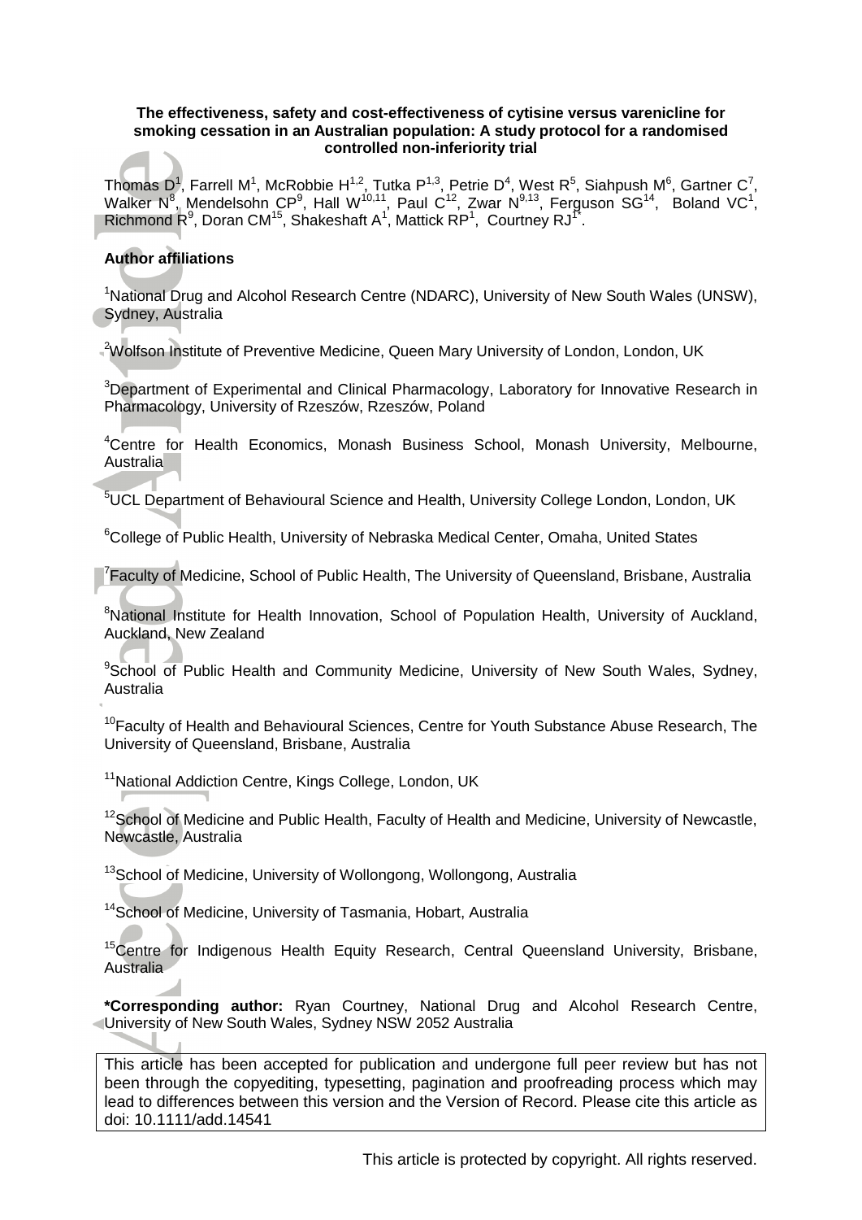**The effectiveness, safety and cost-effectiveness of cytisine versus varenicline for smoking cessation in an Australian population: A study protocol for a randomised controlled non-inferiority trial**

Thomas D[1], Farrell M[1], McRobbie H[1,2], Tutka P[1,3], Petrie D[4], West R[5], Siahpush M[6], Gartner C[7], Walker N[8], Mendelsohn CP[9], Hall W[10,11], Paul C[12], Zwar N[9,13], Ferguson SG[14], Boland VC[1], Richmond R[9], Doran CM[15], Shakeshaft A[1], Mattick RP[1], Courtney RJ[1*].

**Author affiliations**

[1]National Drug and Alcohol Research Centre (NDARC), University of New South Wales (UNSW), Sydney, Australia

[2]Wolfson Institute of Preventive Medicine, Queen Mary University of London, London, UK

[3]Department of Experimental and Clinical Pharmacology, Laboratory for Innovative Research in Pharmacology, University of Rzeszów, Rzeszów, Poland

[4]Centre for Health Economics, Monash Business School, Monash University, Melbourne, Australia

[5]UCL Department of Behavioural Science and Health, University College London, London, UK

[6]College of Public Health, University of Nebraska Medical Center, Omaha, United States

[7]Faculty of Medicine, School of Public Health, The University of Queensland, Brisbane, Australia

[8]National Institute for Health Innovation, School of Population Health, University of Auckland, Auckland, New Zealand

[9]School of Public Health and Community Medicine, University of New South Wales, Sydney, Australia

[10]Faculty of Health and Behavioural Sciences, Centre for Youth Substance Abuse Research, The University of Queensland, Brisbane, Australia

[11]National Addiction Centre, Kings College, London, UK

[12]School of Medicine and Public Health, Faculty of Health and Medicine, University of Newcastle, Newcastle, Australia

[13]School of Medicine, University of Wollongong, Wollongong, Australia

[14]School of Medicine, University of Tasmania, Hobart, Australia

[15]Centre for Indigenous Health Equity Research, Central Queensland University, Brisbane, Australia

**\*Corresponding author:** Ryan Courtney, National Drug and Alcohol Research Centre, University of New South Wales, Sydney NSW 2052 Australia

This article has been accepted for publication and undergone full peer review but has not been through the copyediting, typesetting, pagination and proofreading process which may lead to differences between this version and the Version of Record. Please cite this article as doi: 10.1111/add.14541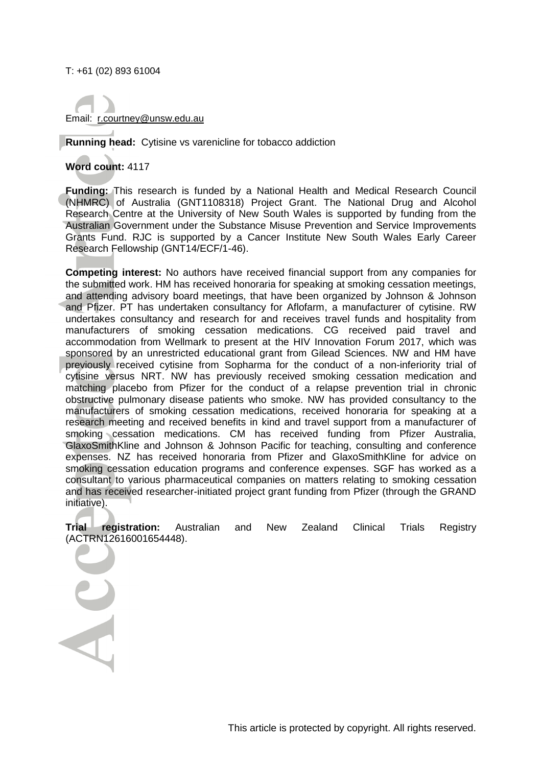T: +61 (02) 893 61004

Email: r.courtney@unsw.edu.au

**Running head:** Cytisine vs varenicline for tobacco addiction

**Word count:** 4117

**Funding:** This research is funded by a National Health and Medical Research Council (NHMRC) of Australia (GNT1108318) Project Grant. The National Drug and Alcohol Research Centre at the University of New South Wales is supported by funding from the Australian Government under the Substance Misuse Prevention and Service Improvements Grants Fund. RJC is supported by a Cancer Institute New South Wales Early Career Research Fellowship (GNT14/ECF/1-46).

**Competing interest:** No authors have received financial support from any companies for the submitted work. HM has received honoraria for speaking at smoking cessation meetings, and attending advisory board meetings, that have been organized by Johnson & Johnson and Pfizer. PT has undertaken consultancy for Aflofarm, a manufacturer of cytisine. RW undertakes consultancy and research for and receives travel funds and hospitality from manufacturers of smoking cessation medications. CG received paid travel and accommodation from Wellmark to present at the HIV Innovation Forum 2017, which was sponsored by an unrestricted educational grant from Gilead Sciences. NW and HM have previously received cytisine from Sopharma for the conduct of a non-inferiority trial of cytisine versus NRT. NW has previously received smoking cessation medication and matching placebo from Pfizer for the conduct of a relapse prevention trial in chronic obstructive pulmonary disease patients who smoke. NW has provided consultancy to the manufacturers of smoking cessation medications, received honoraria for speaking at a research meeting and received benefits in kind and travel support from a manufacturer of smoking cessation medications. CM has received funding from Pfizer Australia, GlaxoSmithKline and Johnson & Johnson Pacific for teaching, consulting and conference expenses. NZ has received honoraria from Pfizer and GlaxoSmithKline for advice on smoking cessation education programs and conference expenses. SGF has worked as a consultant to various pharmaceutical companies on matters relating to smoking cessation and has received researcher-initiated project grant funding from Pfizer (through the GRAND initiative).

**Trial registration:** Australian and New Zealand Clinical Trials Registry (ACTRN12616001654448).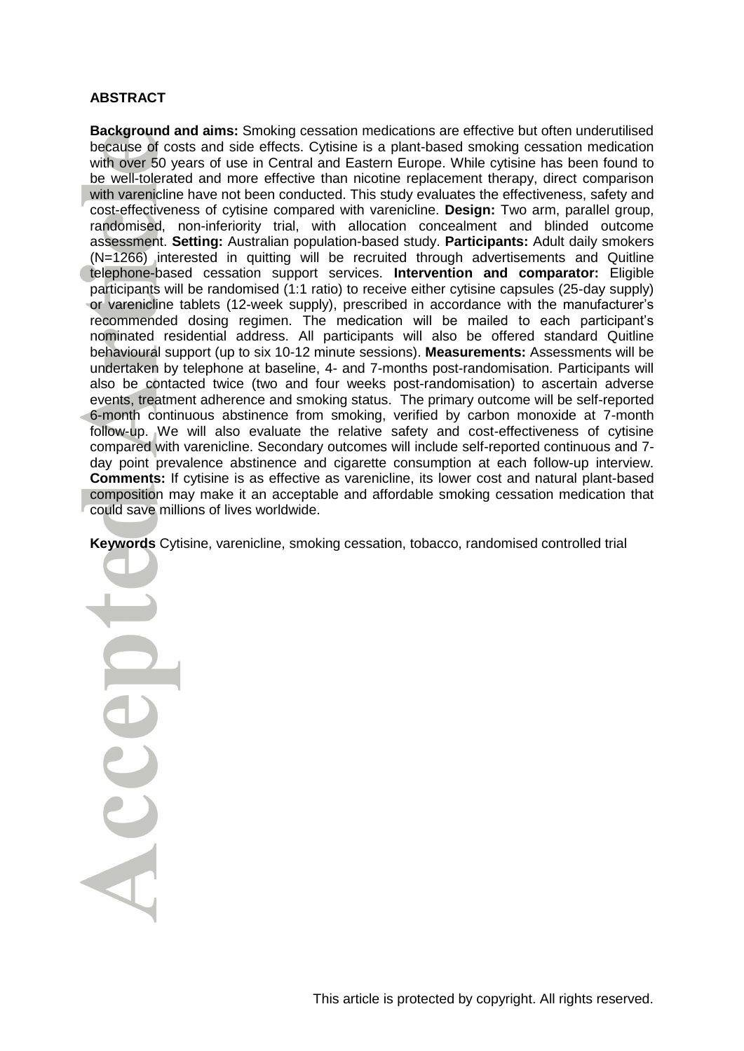## ABSTRACT

**Background and aims:** Smoking cessation medications are effective but often underutilised because of costs and side effects. Cytisine is a plant-based smoking cessation medication with over 50 years of use in Central and Eastern Europe. While cytisine has been found to be well-tolerated and more effective than nicotine replacement therapy, direct comparison with varenicline have not been conducted. This study evaluates the effectiveness, safety and cost-effectiveness of cytisine compared with varenicline. **Design:** Two arm, parallel group, randomised, non-inferiority trial, with allocation concealment and blinded outcome assessment. **Setting:** Australian population-based study. **Participants:** Adult daily smokers (N=1266) interested in quitting will be recruited through advertisements and Quitline telephone-based cessation support services. **Intervention and comparator:** Eligible participants will be randomised (1:1 ratio) to receive either cytisine capsules (25-day supply) or varenicline tablets (12-week supply), prescribed in accordance with the manufacturer's recommended dosing regimen. The medication will be mailed to each participant's nominated residential address. All participants will also be offered standard Quitline behavioural support (up to six 10-12 minute sessions). **Measurements:** Assessments will be undertaken by telephone at baseline, 4- and 7-months post-randomisation. Participants will also be contacted twice (two and four weeks post-randomisation) to ascertain adverse events, treatment adherence and smoking status. The primary outcome will be self-reported 6-month continuous abstinence from smoking, verified by carbon monoxide at 7-month follow-up. We will also evaluate the relative safety and cost-effectiveness of cytisine compared with varenicline. Secondary outcomes will include self-reported continuous and 7-day point prevalence abstinence and cigarette consumption at each follow-up interview. **Comments:** If cytisine is as effective as varenicline, its lower cost and natural plant-based composition may make it an acceptable and affordable smoking cessation medication that could save millions of lives worldwide.

**Keywords** Cytisine, varenicline, smoking cessation, tobacco, randomised controlled trial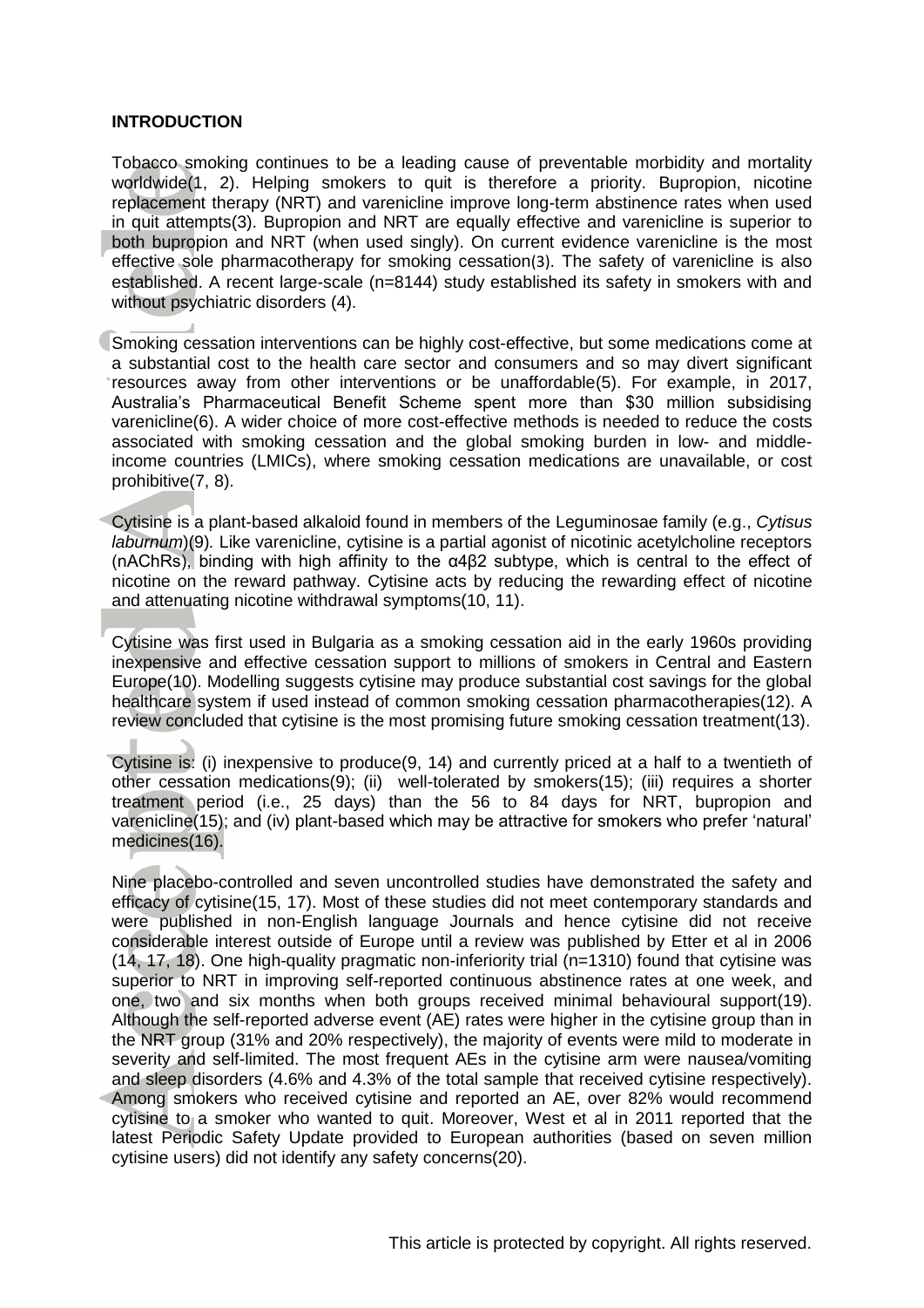## INTRODUCTION

Tobacco smoking continues to be a leading cause of preventable morbidity and mortality worldwide(1, 2). Helping smokers to quit is therefore a priority. Bupropion, nicotine replacement therapy (NRT) and varenicline improve long-term abstinence rates when used in quit attempts(3). Bupropion and NRT are equally effective and varenicline is superior to both bupropion and NRT (when used singly). On current evidence varenicline is the most effective sole pharmacotherapy for smoking cessation(3). The safety of varenicline is also established. A recent large-scale (n=8144) study established its safety in smokers with and without psychiatric disorders (4).

Smoking cessation interventions can be highly cost-effective, but some medications come at a substantial cost to the health care sector and consumers and so may divert significant resources away from other interventions or be unaffordable(5). For example, in 2017, Australia's Pharmaceutical Benefit Scheme spent more than $30 million subsidising varenicline(6). A wider choice of more cost-effective methods is needed to reduce the costs associated with smoking cessation and the global smoking burden in low- and middle-income countries (LMICs), where smoking cessation medications are unavailable, or cost prohibitive(7, 8).

Cytisine is a plant-based alkaloid found in members of the Leguminosae family (e.g., *Cytisus laburnum*)(9). Like varenicline, cytisine is a partial agonist of nicotinic acetylcholine receptors (nAChRs), binding with high affinity to the $\alpha 4\beta 2$ subtype, which is central to the effect of nicotine on the reward pathway. Cytisine acts by reducing the rewarding effect of nicotine and attenuating nicotine withdrawal symptoms(10, 11).

Cytisine was first used in Bulgaria as a smoking cessation aid in the early 1960s providing inexpensive and effective cessation support to millions of smokers in Central and Eastern Europe(10). Modelling suggests cytisine may produce substantial cost savings for the global healthcare system if used instead of common smoking cessation pharmacotherapies(12). A review concluded that cytisine is the most promising future smoking cessation treatment(13).

Cytisine is: (i) inexpensive to produce(9, 14) and currently priced at a half to a twentieth of other cessation medications(9); (ii) well-tolerated by smokers(15); (iii) requires a shorter treatment period (i.e., 25 days) than the 56 to 84 days for NRT, bupropion and varenicline(15); and (iv) plant-based which may be attractive for smokers who prefer 'natural' medicines(16).

Nine placebo-controlled and seven uncontrolled studies have demonstrated the safety and efficacy of cytisine(15, 17). Most of these studies did not meet contemporary standards and were published in non-English language Journals and hence cytisine did not receive considerable interest outside of Europe until a review was published by Etter et al in 2006 (14, 17, 18). One high-quality pragmatic non-inferiority trial (n=1310) found that cytisine was superior to NRT in improving self-reported continuous abstinence rates at one week, and one, two and six months when both groups received minimal behavioural support(19). Although the self-reported adverse event (AE) rates were higher in the cytisine group than in the NRT group (31% and 20% respectively), the majority of events were mild to moderate in severity and self-limited. The most frequent AEs in the cytisine arm were nausea/vomiting and sleep disorders (4.6% and 4.3% of the total sample that received cytisine respectively). Among smokers who received cytisine and reported an AE, over 82% would recommend cytisine to a smoker who wanted to quit. Moreover, West et al in 2011 reported that the latest Periodic Safety Update provided to European authorities (based on seven million cytisine users) did not identify any safety concerns(20).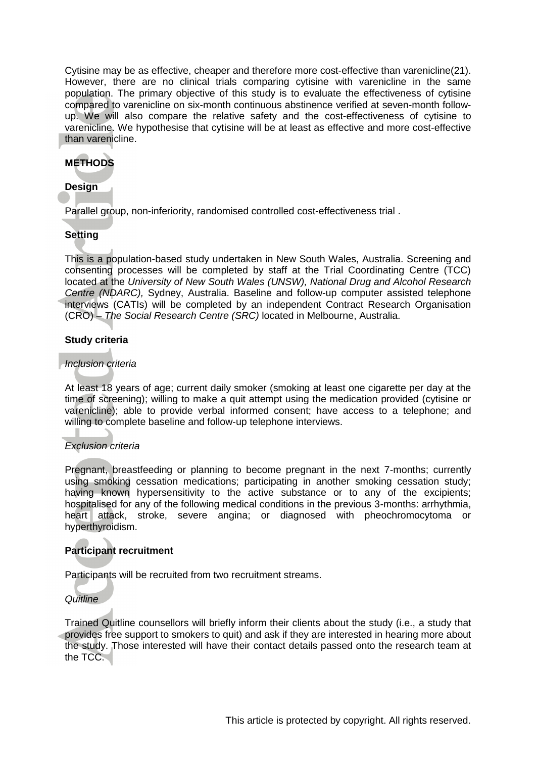Cytisine may be as effective, cheaper and therefore more cost-effective than varenicline(21). However, there are no clinical trials comparing cytisine with varenicline in the same population. The primary objective of this study is to evaluate the effectiveness of cytisine compared to varenicline on six-month continuous abstinence verified at seven-month follow-up. We will also compare the relative safety and the cost-effectiveness of cytisine to varenicline. We hypothesise that cytisine will be at least as effective and more cost-effective than varenicline.

## METHODS

### Design

Parallel group, non-inferiority, randomised controlled cost-effectiveness trial .

### Setting

This is a population-based study undertaken in New South Wales, Australia. Screening and consenting processes will be completed by staff at the Trial Coordinating Centre (TCC) located at the *University of New South Wales (UNSW), National Drug and Alcohol Research Centre (NDARC),* Sydney, Australia. Baseline and follow-up computer assisted telephone interviews (CATIs) will be completed by an independent Contract Research Organisation (CRO) – *The Social Research Centre (SRC)* located in Melbourne, Australia.

### Study criteria

*Inclusion criteria*

At least 18 years of age; current daily smoker (smoking at least one cigarette per day at the time of screening); willing to make a quit attempt using the medication provided (cytisine or varenicline); able to provide verbal informed consent; have access to a telephone; and willing to complete baseline and follow-up telephone interviews.

*Exclusion criteria*

Pregnant, breastfeeding or planning to become pregnant in the next 7-months; currently using smoking cessation medications; participating in another smoking cessation study; having known hypersensitivity to the active substance or to any of the excipients; hospitalised for any of the following medical conditions in the previous 3-months: arrhythmia, heart attack, stroke, severe angina; or diagnosed with pheochromocytoma or hyperthyroidism.

### Participant recruitment

Participants will be recruited from two recruitment streams.

*Quitline*

Trained Quitline counsellors will briefly inform their clients about the study (i.e., a study that provides free support to smokers to quit) and ask if they are interested in hearing more about the study. Those interested will have their contact details passed onto the research team at the TCC.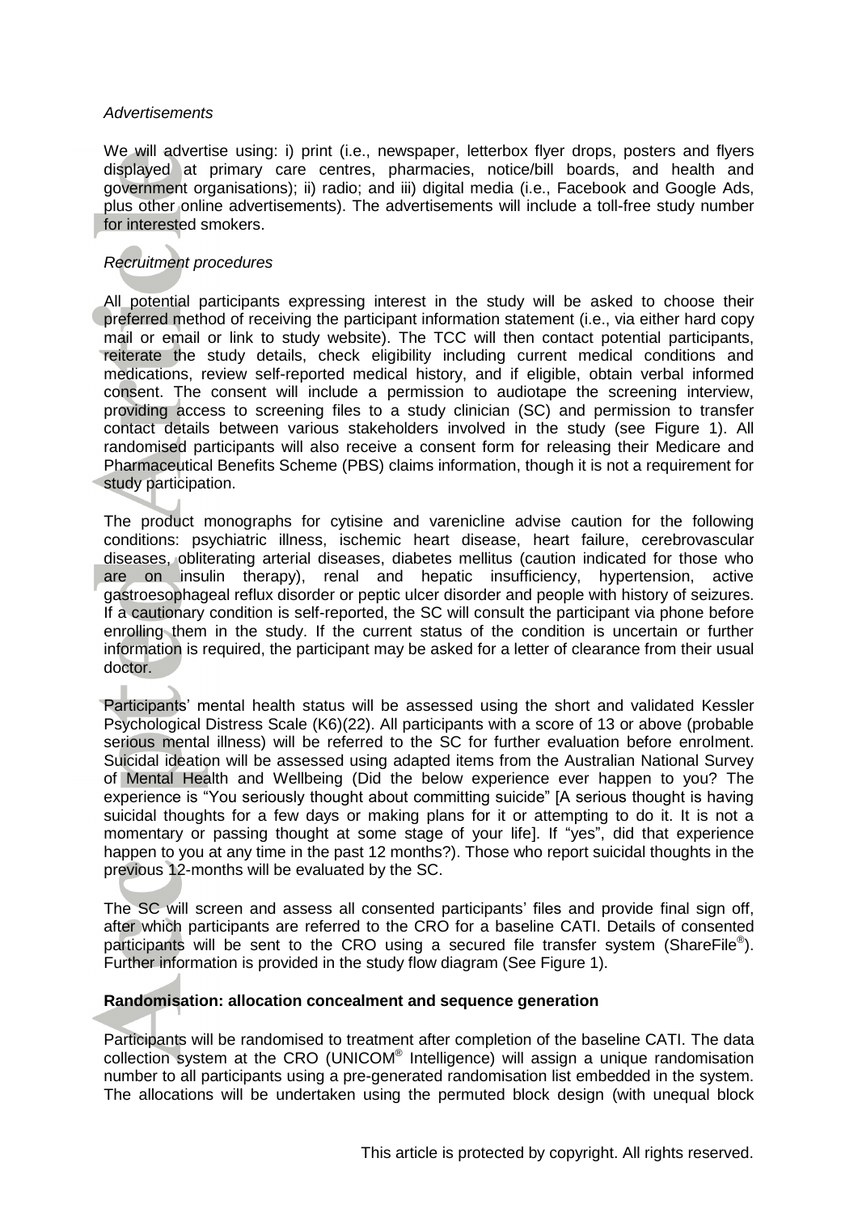*Advertisements*

We will advertise using: i) print (i.e., newspaper, letterbox flyer drops, posters and flyers displayed at primary care centres, pharmacies, notice/bill boards, and health and government organisations); ii) radio; and iii) digital media (i.e., Facebook and Google Ads, plus other online advertisements). The advertisements will include a toll-free study number for interested smokers.

*Recruitment procedures*

All potential participants expressing interest in the study will be asked to choose their preferred method of receiving the participant information statement (i.e., via either hard copy mail or email or link to study website). The TCC will then contact potential participants, reiterate the study details, check eligibility including current medical conditions and medications, review self-reported medical history, and if eligible, obtain verbal informed consent. The consent will include a permission to audiotape the screening interview, providing access to screening files to a study clinician (SC) and permission to transfer contact details between various stakeholders involved in the study (see Figure 1). All randomised participants will also receive a consent form for releasing their Medicare and Pharmaceutical Benefits Scheme (PBS) claims information, though it is not a requirement for study participation.

The product monographs for cytisine and varenicline advise caution for the following conditions: psychiatric illness, ischemic heart disease, heart failure, cerebrovascular diseases, obliterating arterial diseases, diabetes mellitus (caution indicated for those who are on insulin therapy), renal and hepatic insufficiency, hypertension, active gastroesophageal reflux disorder or peptic ulcer disorder and people with history of seizures. If a cautionary condition is self-reported, the SC will consult the participant via phone before enrolling them in the study. If the current status of the condition is uncertain or further information is required, the participant may be asked for a letter of clearance from their usual doctor.

Participants' mental health status will be assessed using the short and validated Kessler Psychological Distress Scale (K6)(22). All participants with a score of 13 or above (probable serious mental illness) will be referred to the SC for further evaluation before enrolment. Suicidal ideation will be assessed using adapted items from the Australian National Survey of Mental Health and Wellbeing (Did the below experience ever happen to you? The experience is "You seriously thought about committing suicide" [A serious thought is having suicidal thoughts for a few days or making plans for it or attempting to do it. It is not a momentary or passing thought at some stage of your life]. If "yes", did that experience happen to you at any time in the past 12 months?). Those who report suicidal thoughts in the previous 12-months will be evaluated by the SC.

The SC will screen and assess all consented participants' files and provide final sign off, after which participants are referred to the CRO for a baseline CATI. Details of consented participants will be sent to the CRO using a secured file transfer system (ShareFile®). Further information is provided in the study flow diagram (See Figure 1).

**Randomisation: allocation concealment and sequence generation**

Participants will be randomised to treatment after completion of the baseline CATI. The data collection system at the CRO (UNICOM® Intelligence) will assign a unique randomisation number to all participants using a pre-generated randomisation list embedded in the system. The allocations will be undertaken using the permuted block design (with unequal block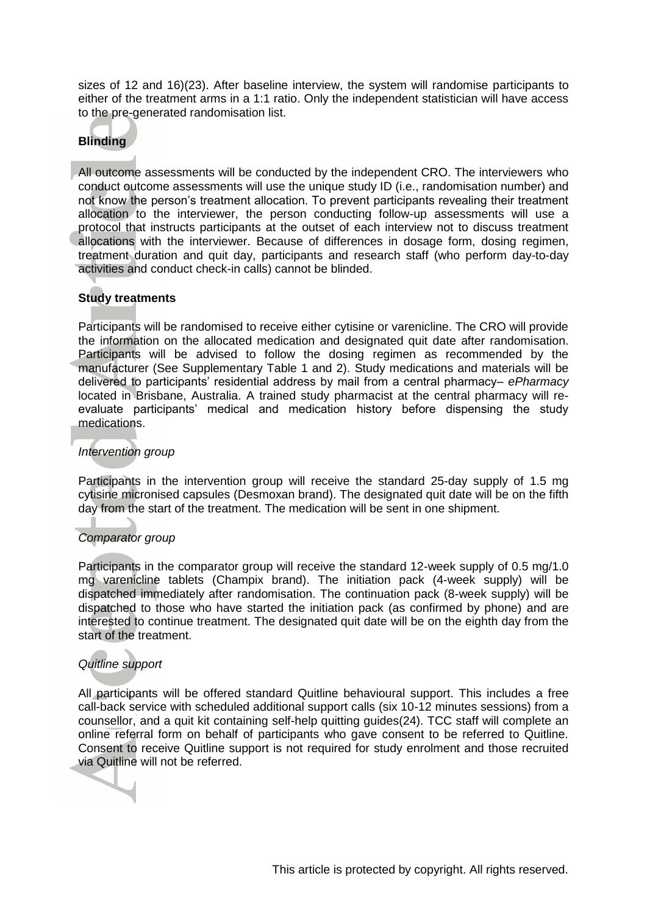sizes of 12 and 16)(23). After baseline interview, the system will randomise participants to either of the treatment arms in a 1:1 ratio. Only the independent statistician will have access to the pre-generated randomisation list.

**Blinding**

All outcome assessments will be conducted by the independent CRO. The interviewers who conduct outcome assessments will use the unique study ID (i.e., randomisation number) and not know the person's treatment allocation. To prevent participants revealing their treatment allocation to the interviewer, the person conducting follow-up assessments will use a protocol that instructs participants at the outset of each interview not to discuss treatment allocations with the interviewer. Because of differences in dosage form, dosing regimen, treatment duration and quit day, participants and research staff (who perform day-to-day activities and conduct check-in calls) cannot be blinded.

**Study treatments**

Participants will be randomised to receive either cytisine or varenicline. The CRO will provide the information on the allocated medication and designated quit date after randomisation. Participants will be advised to follow the dosing regimen as recommended by the manufacturer (See Supplementary Table 1 and 2). Study medications and materials will be delivered to participants' residential address by mail from a central pharmacy– *ePharmacy* located in Brisbane, Australia. A trained study pharmacist at the central pharmacy will re-evaluate participants' medical and medication history before dispensing the study medications.

*Intervention group*

Participants in the intervention group will receive the standard 25-day supply of 1.5 mg cytisine micronised capsules (Desmoxan brand). The designated quit date will be on the fifth day from the start of the treatment. The medication will be sent in one shipment.

*Comparator group*

Participants in the comparator group will receive the standard 12-week supply of 0.5 mg/1.0 mg varenicline tablets (Champix brand). The initiation pack (4-week supply) will be dispatched immediately after randomisation. The continuation pack (8-week supply) will be dispatched to those who have started the initiation pack (as confirmed by phone) and are interested to continue treatment. The designated quit date will be on the eighth day from the start of the treatment.

*Quitline support*

All participants will be offered standard Quitline behavioural support. This includes a free call-back service with scheduled additional support calls (six 10-12 minutes sessions) from a counsellor, and a quit kit containing self-help quitting guides(24). TCC staff will complete an online referral form on behalf of participants who gave consent to be referred to Quitline. Consent to receive Quitline support is not required for study enrolment and those recruited via Quitline will not be referred.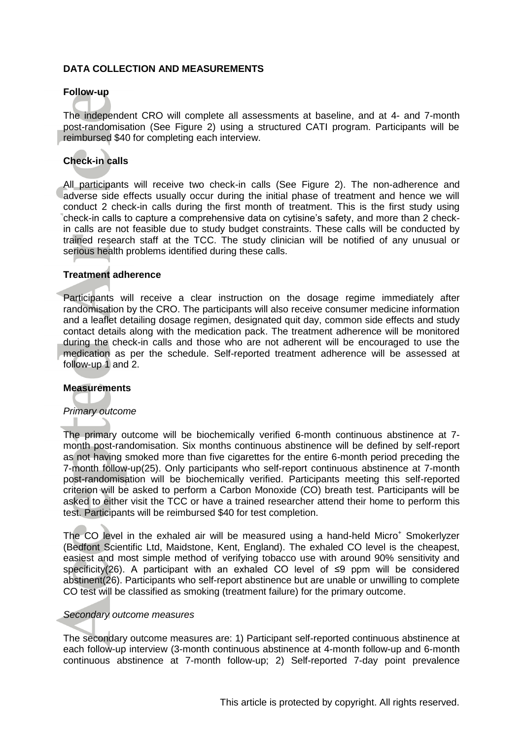**DATA COLLECTION AND MEASUREMENTS**

**Follow-up**

The independent CRO will complete all assessments at baseline, and at 4- and 7-month post-randomisation (See Figure 2) using a structured CATI program. Participants will be reimbursed $40 for completing each interview.

**Check-in calls**

All participants will receive two check-in calls (See Figure 2). The non-adherence and adverse side effects usually occur during the initial phase of treatment and hence we will conduct 2 check-in calls during the first month of treatment. This is the first study using check-in calls to capture a comprehensive data on cytisine's safety, and more than 2 check-in calls are not feasible due to study budget constraints. These calls will be conducted by trained research staff at the TCC. The study clinician will be notified of any unusual or serious health problems identified during these calls.

**Treatment adherence**

Participants will receive a clear instruction on the dosage regime immediately after randomisation by the CRO. The participants will also receive consumer medicine information and a leaflet detailing dosage regimen, designated quit day, common side effects and study contact details along with the medication pack. The treatment adherence will be monitored during the check-in calls and those who are not adherent will be encouraged to use the medication as per the schedule. Self-reported treatment adherence will be assessed at follow-up 1 and 2.

**Measurements**

*Primary outcome*

The primary outcome will be biochemically verified 6-month continuous abstinence at 7-month post-randomisation. Six months continuous abstinence will be defined by self-report as not having smoked more than five cigarettes for the entire 6-month period preceding the 7-month follow-up(25). Only participants who self-report continuous abstinence at 7-month post-randomisation will be biochemically verified. Participants meeting this self-reported criterion will be asked to perform a Carbon Monoxide (CO) breath test. Participants will be asked to either visit the TCC or have a trained researcher attend their home to perform this test. Participants will be reimbursed $40 for test completion.

The CO level in the exhaled air will be measured using a hand-held Micro$^+$ Smokerlyzer (Bedfont Scientific Ltd, Maidstone, Kent, England). The exhaled CO level is the cheapest, easiest and most simple method of verifying tobacco use with around 90% sensitivity and specificity(26). A participant with an exhaled CO level of ≤9 ppm will be considered abstinent(26). Participants who self-report abstinence but are unable or unwilling to complete CO test will be classified as smoking (treatment failure) for the primary outcome.

*Secondary outcome measures*

The secondary outcome measures are: 1) Participant self-reported continuous abstinence at each follow-up interview (3-month continuous abstinence at 4-month follow-up and 6-month continuous abstinence at 7-month follow-up; 2) Self-reported 7-day point prevalence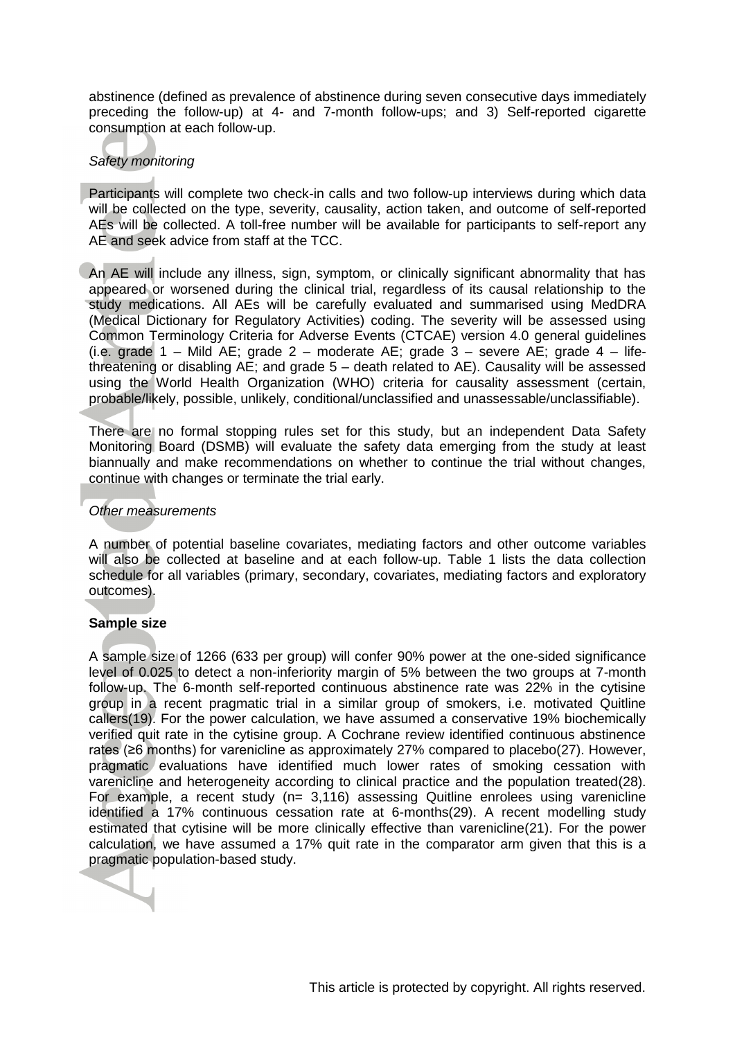abstinence (defined as prevalence of abstinence during seven consecutive days immediately preceding the follow-up) at 4- and 7-month follow-ups; and 3) Self-reported cigarette consumption at each follow-up.

*Safety monitoring*

Participants will complete two check-in calls and two follow-up interviews during which data will be collected on the type, severity, causality, action taken, and outcome of self-reported AEs will be collected. A toll-free number will be available for participants to self-report any AE and seek advice from staff at the TCC.

An AE will include any illness, sign, symptom, or clinically significant abnormality that has appeared or worsened during the clinical trial, regardless of its causal relationship to the study medications. All AEs will be carefully evaluated and summarised using MedDRA (Medical Dictionary for Regulatory Activities) coding. The severity will be assessed using Common Terminology Criteria for Adverse Events (CTCAE) version 4.0 general guidelines (i.e. grade 1 – Mild AE; grade 2 – moderate AE; grade 3 – severe AE; grade 4 – life-threatening or disabling AE; and grade 5 – death related to AE). Causality will be assessed using the World Health Organization (WHO) criteria for causality assessment (certain, probable/likely, possible, unlikely, conditional/unclassified and unassessable/unclassifiable).

There are no formal stopping rules set for this study, but an independent Data Safety Monitoring Board (DSMB) will evaluate the safety data emerging from the study at least biannually and make recommendations on whether to continue the trial without changes, continue with changes or terminate the trial early.

*Other measurements*

A number of potential baseline covariates, mediating factors and other outcome variables will also be collected at baseline and at each follow-up. Table 1 lists the data collection schedule for all variables (primary, secondary, covariates, mediating factors and exploratory outcomes).

**Sample size**

A sample size of 1266 (633 per group) will confer 90% power at the one-sided significance level of 0.025 to detect a non-inferiority margin of 5% between the two groups at 7-month follow-up. The 6-month self-reported continuous abstinence rate was 22% in the cytisine group in a recent pragmatic trial in a similar group of smokers, i.e. motivated Quitline callers(19). For the power calculation, we have assumed a conservative 19% biochemically verified quit rate in the cytisine group. A Cochrane review identified continuous abstinence rates (≥6 months) for varenicline as approximately 27% compared to placebo(27). However, pragmatic evaluations have identified much lower rates of smoking cessation with varenicline and heterogeneity according to clinical practice and the population treated(28). For example, a recent study (n= 3,116) assessing Quitline enrolees using varenicline identified a 17% continuous cessation rate at 6-months(29). A recent modelling study estimated that cytisine will be more clinically effective than varenicline(21). For the power calculation, we have assumed a 17% quit rate in the comparator arm given that this is a pragmatic population-based study.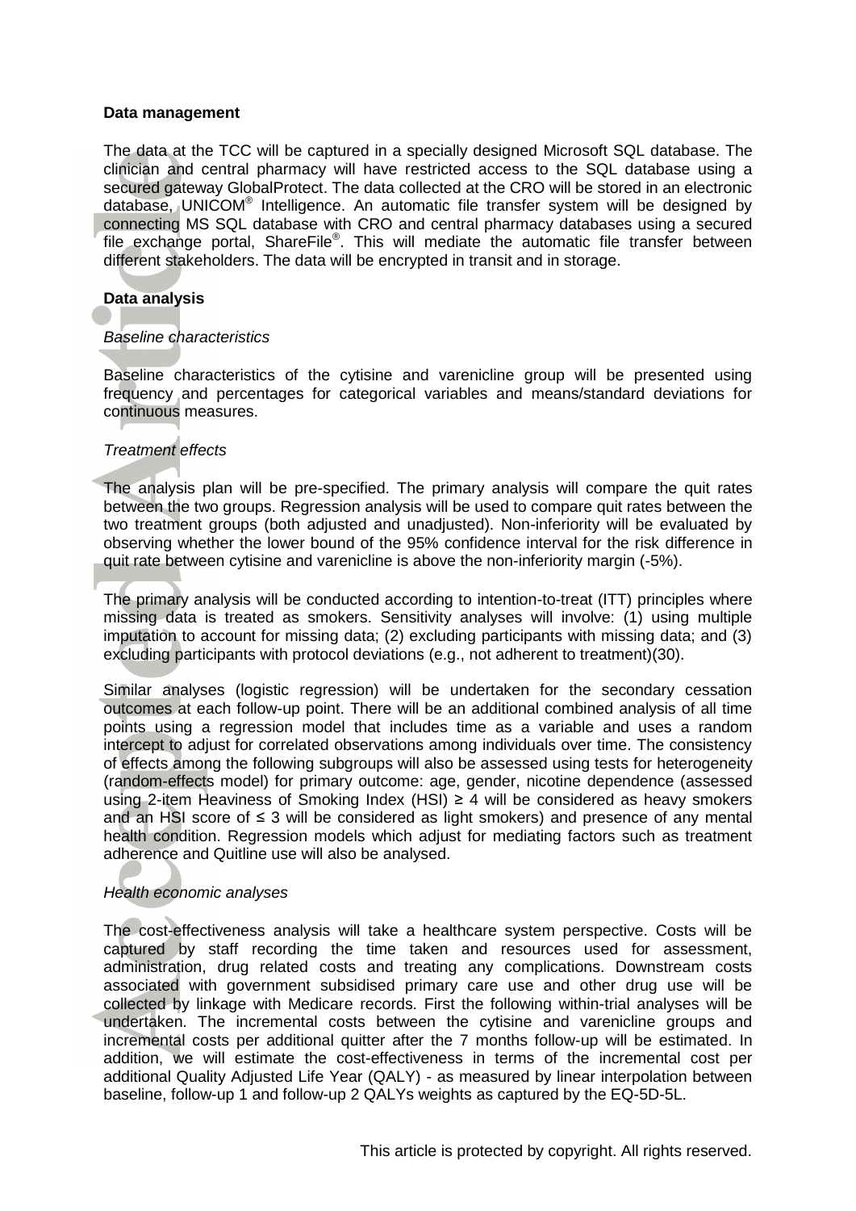**Data management**

The data at the TCC will be captured in a specially designed Microsoft SQL database. The clinician and central pharmacy will have restricted access to the SQL database using a secured gateway GlobalProtect. The data collected at the CRO will be stored in an electronic database, UNICOM® Intelligence. An automatic file transfer system will be designed by connecting MS SQL database with CRO and central pharmacy databases using a secured file exchange portal, ShareFile®. This will mediate the automatic file transfer between different stakeholders. The data will be encrypted in transit and in storage.

**Data analysis**

*Baseline characteristics*

Baseline characteristics of the cytisine and varenicline group will be presented using frequency and percentages for categorical variables and means/standard deviations for continuous measures.

*Treatment effects*

The analysis plan will be pre-specified. The primary analysis will compare the quit rates between the two groups. Regression analysis will be used to compare quit rates between the two treatment groups (both adjusted and unadjusted). Non-inferiority will be evaluated by observing whether the lower bound of the 95% confidence interval for the risk difference in quit rate between cytisine and varenicline is above the non-inferiority margin (-5%).

The primary analysis will be conducted according to intention-to-treat (ITT) principles where missing data is treated as smokers. Sensitivity analyses will involve: (1) using multiple imputation to account for missing data; (2) excluding participants with missing data; and (3) excluding participants with protocol deviations (e.g., not adherent to treatment)(30).

Similar analyses (logistic regression) will be undertaken for the secondary cessation outcomes at each follow-up point. There will be an additional combined analysis of all time points using a regression model that includes time as a variable and uses a random intercept to adjust for correlated observations among individuals over time. The consistency of effects among the following subgroups will also be assessed using tests for heterogeneity (random-effects model) for primary outcome: age, gender, nicotine dependence (assessed using 2-item Heaviness of Smoking Index (HSI) ≥ 4 will be considered as heavy smokers and an HSI score of ≤ 3 will be considered as light smokers) and presence of any mental health condition. Regression models which adjust for mediating factors such as treatment adherence and Quitline use will also be analysed.

*Health economic analyses*

The cost-effectiveness analysis will take a healthcare system perspective. Costs will be captured by staff recording the time taken and resources used for assessment, administration, drug related costs and treating any complications. Downstream costs associated with government subsidised primary care use and other drug use will be collected by linkage with Medicare records. First the following within-trial analyses will be undertaken. The incremental costs between the cytisine and varenicline groups and incremental costs per additional quitter after the 7 months follow-up will be estimated. In addition, we will estimate the cost-effectiveness in terms of the incremental cost per additional Quality Adjusted Life Year (QALY) - as measured by linear interpolation between baseline, follow-up 1 and follow-up 2 QALYs weights as captured by the EQ-5D-5L.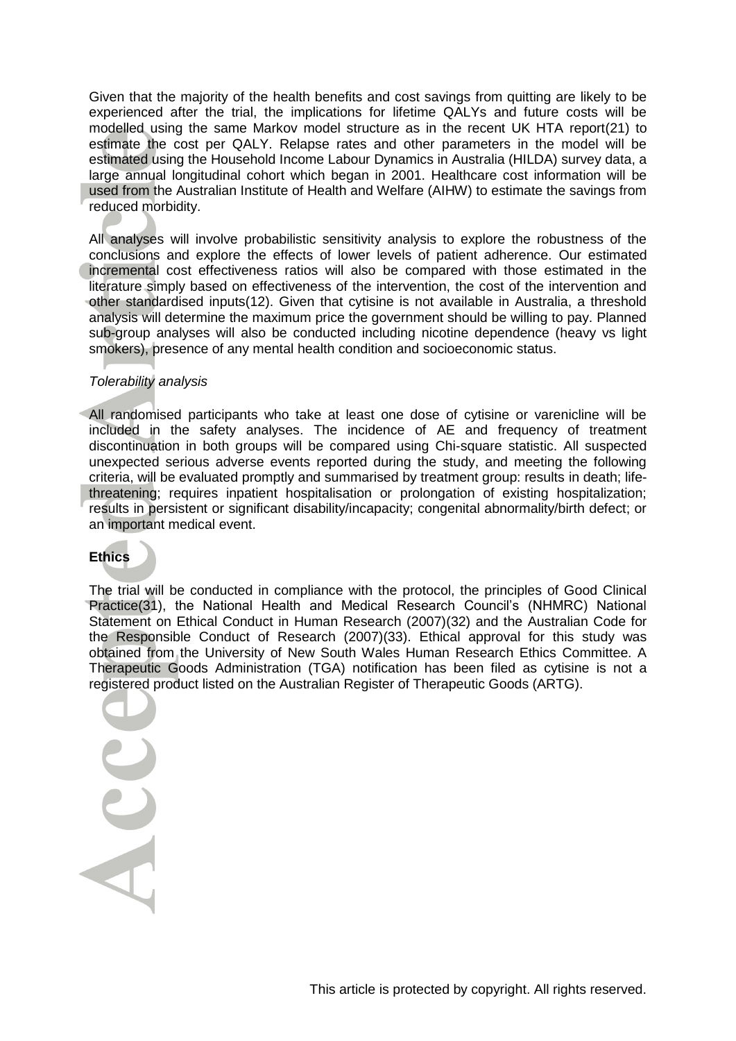Given that the majority of the health benefits and cost savings from quitting are likely to be experienced after the trial, the implications for lifetime QALYs and future costs will be modelled using the same Markov model structure as in the recent UK HTA report(21) to estimate the cost per QALY. Relapse rates and other parameters in the model will be estimated using the Household Income Labour Dynamics in Australia (HILDA) survey data, a large annual longitudinal cohort which began in 2001. Healthcare cost information will be used from the Australian Institute of Health and Welfare (AIHW) to estimate the savings from reduced morbidity.

All analyses will involve probabilistic sensitivity analysis to explore the robustness of the conclusions and explore the effects of lower levels of patient adherence. Our estimated incremental cost effectiveness ratios will also be compared with those estimated in the literature simply based on effectiveness of the intervention, the cost of the intervention and other standardised inputs(12). Given that cytisine is not available in Australia, a threshold analysis will determine the maximum price the government should be willing to pay. Planned sub-group analyses will also be conducted including nicotine dependence (heavy vs light smokers), presence of any mental health condition and socioeconomic status.

*Tolerability analysis*

All randomised participants who take at least one dose of cytisine or varenicline will be included in the safety analyses. The incidence of AE and frequency of treatment discontinuation in both groups will be compared using Chi-square statistic. All suspected unexpected serious adverse events reported during the study, and meeting the following criteria, will be evaluated promptly and summarised by treatment group: results in death; life-threatening; requires inpatient hospitalisation or prolongation of existing hospitalization; results in persistent or significant disability/incapacity; congenital abnormality/birth defect; or an important medical event.

**Ethics**

The trial will be conducted in compliance with the protocol, the principles of Good Clinical Practice(31), the National Health and Medical Research Council's (NHMRC) National Statement on Ethical Conduct in Human Research (2007)(32) and the Australian Code for the Responsible Conduct of Research (2007)(33). Ethical approval for this study was obtained from the University of New South Wales Human Research Ethics Committee. A Therapeutic Goods Administration (TGA) notification has been filed as cytisine is not a registered product listed on the Australian Register of Therapeutic Goods (ARTG).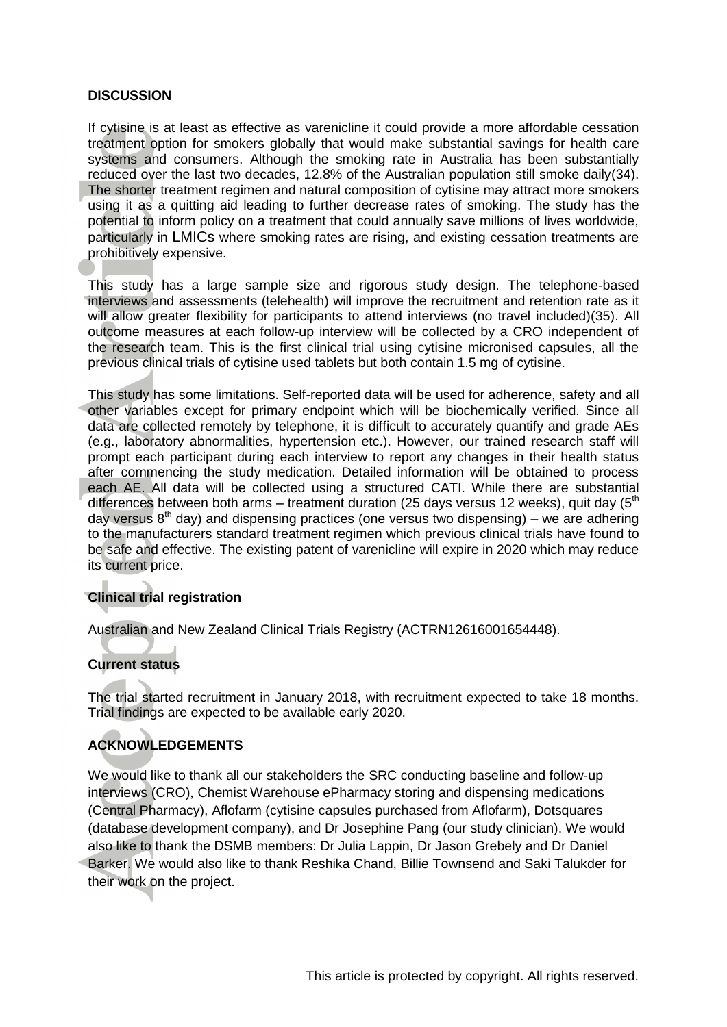## DISCUSSION

If cytisine is at least as effective as varenicline it could provide a more affordable cessation treatment option for smokers globally that would make substantial savings for health care systems and consumers. Although the smoking rate in Australia has been substantially reduced over the last two decades, 12.8% of the Australian population still smoke daily(34). The shorter treatment regimen and natural composition of cytisine may attract more smokers using it as a quitting aid leading to further decrease rates of smoking. The study has the potential to inform policy on a treatment that could annually save millions of lives worldwide, particularly in LMICs where smoking rates are rising, and existing cessation treatments are prohibitively expensive.

This study has a large sample size and rigorous study design. The telephone-based interviews and assessments (telehealth) will improve the recruitment and retention rate as it will allow greater flexibility for participants to attend interviews (no travel included)(35). All outcome measures at each follow-up interview will be collected by a CRO independent of the research team. This is the first clinical trial using cytisine micronised capsules, all the previous clinical trials of cytisine used tablets but both contain 1.5 mg of cytisine.

This study has some limitations. Self-reported data will be used for adherence, safety and all other variables except for primary endpoint which will be biochemically verified. Since all data are collected remotely by telephone, it is difficult to accurately quantify and grade AEs (e.g., laboratory abnormalities, hypertension etc.). However, our trained research staff will prompt each participant during each interview to report any changes in their health status after commencing the study medication. Detailed information will be obtained to process each AE. All data will be collected using a structured CATI. While there are substantial differences between both arms – treatment duration (25 days versus 12 weeks), quit day (5th day versus 8th day) and dispensing practices (one versus two dispensing) – we are adhering to the manufacturers standard treatment regimen which previous clinical trials have found to be safe and effective. The existing patent of varenicline will expire in 2020 which may reduce its current price.

### Clinical trial registration

Australian and New Zealand Clinical Trials Registry (ACTRN12616001654448).

### Current status

The trial started recruitment in January 2018, with recruitment expected to take 18 months. Trial findings are expected to be available early 2020.

## ACKNOWLEDGEMENTS

We would like to thank all our stakeholders the SRC conducting baseline and follow-up interviews (CRO), Chemist Warehouse ePharmacy storing and dispensing medications (Central Pharmacy), Aflofarm (cytisine capsules purchased from Aflofarm), Dotsquares (database development company), and Dr Josephine Pang (our study clinician). We would also like to thank the DSMB members: Dr Julia Lappin, Dr Jason Grebely and Dr Daniel Barker. We would also like to thank Reshika Chand, Billie Townsend and Saki Talukder for their work on the project.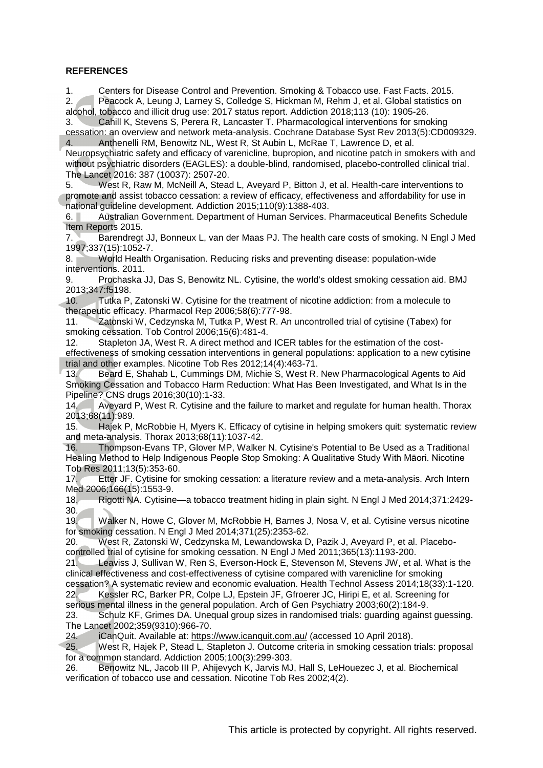**REFERENCES**

1. Centers for Disease Control and Prevention. Smoking & Tobacco use. Fast Facts. 2015.
2. Peacock A, Leung J, Larney S, Colledge S, Hickman M, Rehm J, et al. Global statistics on alcohol, tobacco and illicit drug use: 2017 status report. Addiction 2018;113 (10): 1905-26.
3. Cahill K, Stevens S, Perera R, Lancaster T. Pharmacological interventions for smoking cessation: an overview and network meta-analysis. Cochrane Database Syst Rev 2013(5):CD009329.
4. Anthenelli RM, Benowitz NL, West R, St Aubin L, McRae T, Lawrence D, et al. Neuropsychiatric safety and efficacy of varenicline, bupropion, and nicotine patch in smokers with and without psychiatric disorders (EAGLES): a double-blind, randomised, placebo-controlled clinical trial. The Lancet 2016: 387 (10037): 2507-20.
5. West R, Raw M, McNeill A, Stead L, Aveyard P, Bitton J, et al. Health-care interventions to promote and assist tobacco cessation: a review of efficacy, effectiveness and affordability for use in national guideline development. Addiction 2015;110(9):1388-403.
6. Australian Government. Department of Human Services. Pharmaceutical Benefits Schedule Item Reports 2015.
7. Barendregt JJ, Bonneux L, van der Maas PJ. The health care costs of smoking. N Engl J Med 1997;337(15):1052-7.
8. World Health Organisation. Reducing risks and preventing disease: population-wide interventions. 2011.
9. Prochaska JJ, Das S, Benowitz NL. Cytisine, the world's oldest smoking cessation aid. BMJ 2013;347:f5198.
10. Tutka P, Zatonski W. Cytisine for the treatment of nicotine addiction: from a molecule to therapeutic efficacy. Pharmacol Rep 2006;58(6):777-98.
11. Zatonski W, Cedzynska M, Tutka P, West R. An uncontrolled trial of cytisine (Tabex) for smoking cessation. Tob Control 2006;15(6):481-4.
12. Stapleton JA, West R. A direct method and ICER tables for the estimation of the cost-effectiveness of smoking cessation interventions in general populations: application to a new cytisine trial and other examples. Nicotine Tob Res 2012;14(4):463-71.
13. Beard E, Shahab L, Cummings DM, Michie S, West R. New Pharmacological Agents to Aid Smoking Cessation and Tobacco Harm Reduction: What Has Been Investigated, and What Is in the Pipeline? CNS drugs 2016;30(10):1-33.
14. Aveyard P, West R. Cytisine and the failure to market and regulate for human health. Thorax 2013;68(11):989.
15. Hajek P, McRobbie H, Myers K. Efficacy of cytisine in helping smokers quit: systematic review and meta-analysis. Thorax 2013;68(11):1037-42.
16. Thompson-Evans TP, Glover MP, Walker N. Cytisine's Potential to Be Used as a Traditional Healing Method to Help Indigenous People Stop Smoking: A Qualitative Study With Māori. Nicotine Tob Res 2011;13(5):353-60.
17. Etter JF. Cytisine for smoking cessation: a literature review and a meta-analysis. Arch Intern Med 2006;166(15):1553-9.
18. Rigotti NA. Cytisine—a tobacco treatment hiding in plain sight. N Engl J Med 2014;371:2429-30.
19. Walker N, Howe C, Glover M, McRobbie H, Barnes J, Nosa V, et al. Cytisine versus nicotine for smoking cessation. N Engl J Med 2014;371(25):2353-62.
20. West R, Zatonski W, Cedzynska M, Lewandowska D, Pazik J, Aveyard P, et al. Placebo-controlled trial of cytisine for smoking cessation. N Engl J Med 2011;365(13):1193-200.
21. Leaviss J, Sullivan W, Ren S, Everson-Hock E, Stevenson M, Stevens JW, et al. What is the clinical effectiveness and cost-effectiveness of cytisine compared with varenicline for smoking cessation? A systematic review and economic evaluation. Health Technol Assess 2014;18(33):1-120.
22. Kessler RC, Barker PR, Colpe LJ, Epstein JF, Gfroerer JC, Hiripi E, et al. Screening for serious mental illness in the general population. Arch of Gen Psychiatry 2003;60(2):184-9.
23. Schulz KF, Grimes DA. Unequal group sizes in randomised trials: guarding against guessing. The Lancet 2002;359(9310):966-70.
24. iCanQuit. Available at: https://www.icanquit.com.au/ (accessed 10 April 2018).
25. West R, Hajek P, Stead L, Stapleton J. Outcome criteria in smoking cessation trials: proposal for a common standard. Addiction 2005;100(3):299-303.
26. Benowitz NL, Jacob III P, Ahijevych K, Jarvis MJ, Hall S, LeHouezec J, et al. Biochemical verification of tobacco use and cessation. Nicotine Tob Res 2002;4(2).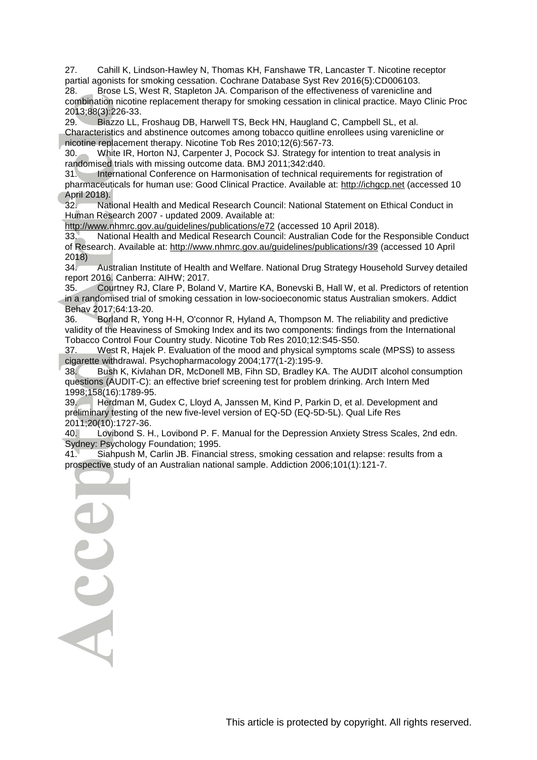27. Cahill K, Lindson-Hawley N, Thomas KH, Fanshawe TR, Lancaster T. Nicotine receptor partial agonists for smoking cessation. Cochrane Database Syst Rev 2016(5):CD006103.
28. Brose LS, West R, Stapleton JA. Comparison of the effectiveness of varenicline and combination nicotine replacement therapy for smoking cessation in clinical practice. Mayo Clinic Proc 2013;88(3):226-33.
29. Biazzo LL, Froshaug DB, Harwell TS, Beck HN, Haugland C, Campbell SL, et al. Characteristics and abstinence outcomes among tobacco quitline enrollees using varenicline or nicotine replacement therapy. Nicotine Tob Res 2010;12(6):567-73.
30. White IR, Horton NJ, Carpenter J, Pocock SJ. Strategy for intention to treat analysis in randomised trials with missing outcome data. BMJ 2011;342:d40.
31. International Conference on Harmonisation of technical requirements for registration of pharmaceuticals for human use: Good Clinical Practice. Available at: http://ichgcp.net (accessed 10 April 2018).
32. National Health and Medical Research Council: National Statement on Ethical Conduct in Human Research 2007 - updated 2009. Available at: http://www.nhmrc.gov.au/guidelines/publications/e72 (accessed 10 April 2018).
33. National Health and Medical Research Council: Australian Code for the Responsible Conduct of Research. Available at: http://www.nhmrc.gov.au/guidelines/publications/r39 (accessed 10 April 2018)
34. Australian Institute of Health and Welfare. National Drug Strategy Household Survey detailed report 2016. Canberra: AIHW; 2017.
35. Courtney RJ, Clare P, Boland V, Martire KA, Bonevski B, Hall W, et al. Predictors of retention in a randomised trial of smoking cessation in low-socioeconomic status Australian smokers. Addict Behav 2017;64:13-20.
36. Borland R, Yong H-H, O'connor R, Hyland A, Thompson M. The reliability and predictive validity of the Heaviness of Smoking Index and its two components: findings from the International Tobacco Control Four Country study. Nicotine Tob Res 2010;12:S45-S50.
37. West R, Hajek P. Evaluation of the mood and physical symptoms scale (MPSS) to assess cigarette withdrawal. Psychopharmacology 2004;177(1-2):195-9.
38. Bush K, Kivlahan DR, McDonell MB, Fihn SD, Bradley KA. The AUDIT alcohol consumption questions (AUDIT-C): an effective brief screening test for problem drinking. Arch Intern Med 1998;158(16):1789-95.
39. Herdman M, Gudex C, Lloyd A, Janssen M, Kind P, Parkin D, et al. Development and preliminary testing of the new five-level version of EQ-5D (EQ-5D-5L). Qual Life Res 2011;20(10):1727-36.
40. Lovibond S. H., Lovibond P. F. Manual for the Depression Anxiety Stress Scales, 2nd edn. Sydney: Psychology Foundation; 1995.
41. Siahpush M, Carlin JB. Financial stress, smoking cessation and relapse: results from a prospective study of an Australian national sample. Addiction 2006;101(1):121-7.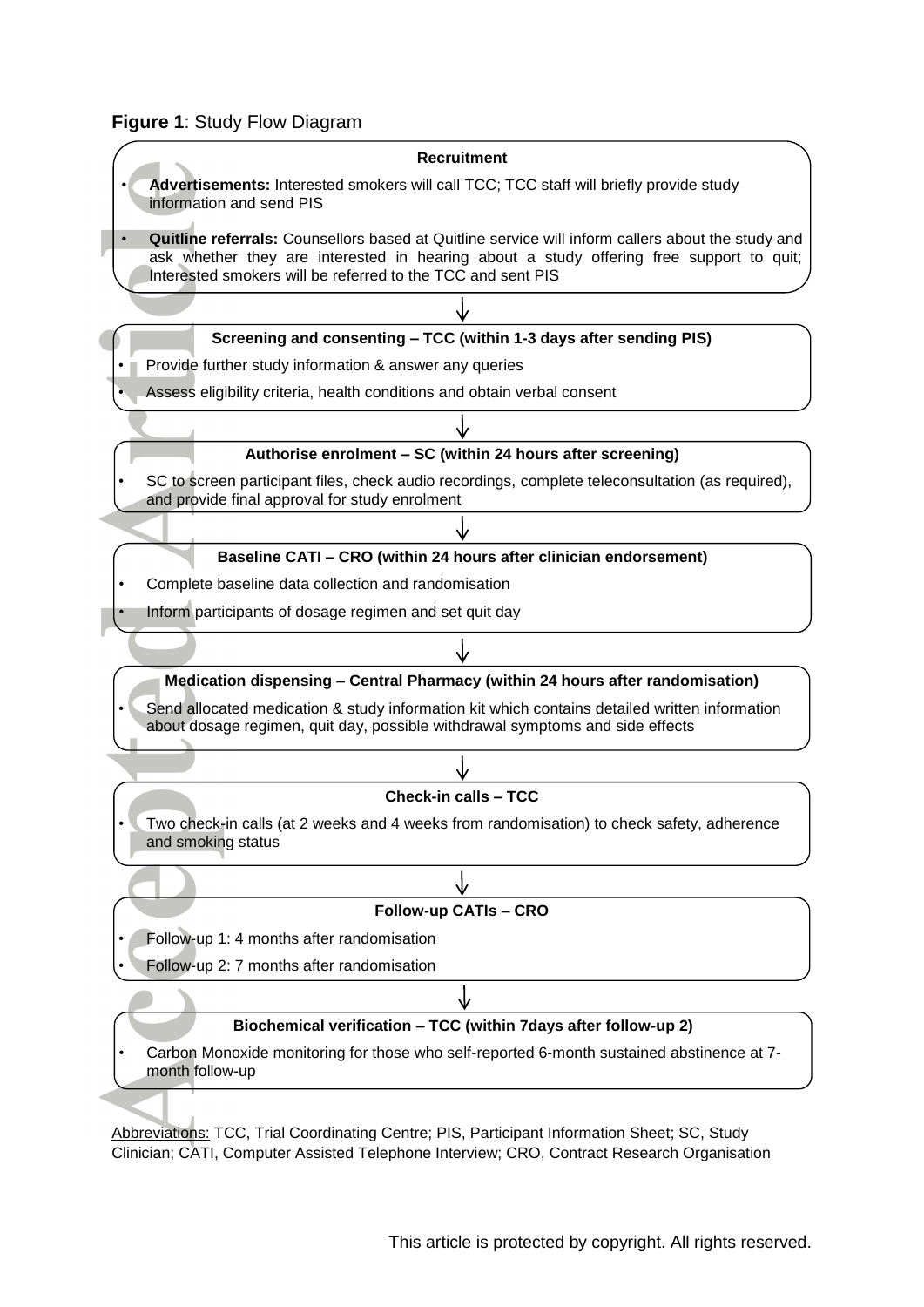**Figure 1**: Study Flow Diagram

**Recruitment**

- **Advertisements:** Interested smokers will call TCC; TCC staff will briefly provide study information and send PIS
- **Quitline referrals:** Counsellors based at Quitline service will inform callers about the study and ask whether they are interested in hearing about a study offering free support to quit; Interested smokers will be referred to the TCC and sent PIS

↓

**Screening and consenting – TCC (within 1-3 days after sending PIS)**

- Provide further study information & answer any queries
- Assess eligibility criteria, health conditions and obtain verbal consent

↓

**Authorise enrolment – SC (within 24 hours after screening)**

- SC to screen participant files, check audio recordings, complete teleconsultation (as required), and provide final approval for study enrolment

↓

**Baseline CATI – CRO (within 24 hours after clinician endorsement)**

- Complete baseline data collection and randomisation
- Inform participants of dosage regimen and set quit day

↓

**Medication dispensing – Central Pharmacy (within 24 hours after randomisation)**

- Send allocated medication & study information kit which contains detailed written information about dosage regimen, quit day, possible withdrawal symptoms and side effects

↓

**Check-in calls – TCC**

- Two check-in calls (at 2 weeks and 4 weeks from randomisation) to check safety, adherence and smoking status

↓

**Follow-up CATIs – CRO**

- Follow-up 1: 4 months after randomisation
- Follow-up 2: 7 months after randomisation

↓

**Biochemical verification – TCC (within 7days after follow-up 2)**

- Carbon Monoxide monitoring for those who self-reported 6-month sustained abstinence at 7-month follow-up

Abbreviations: TCC, Trial Coordinating Centre; PIS, Participant Information Sheet; SC, Study Clinician; CATI, Computer Assisted Telephone Interview; CRO, Contract Research Organisation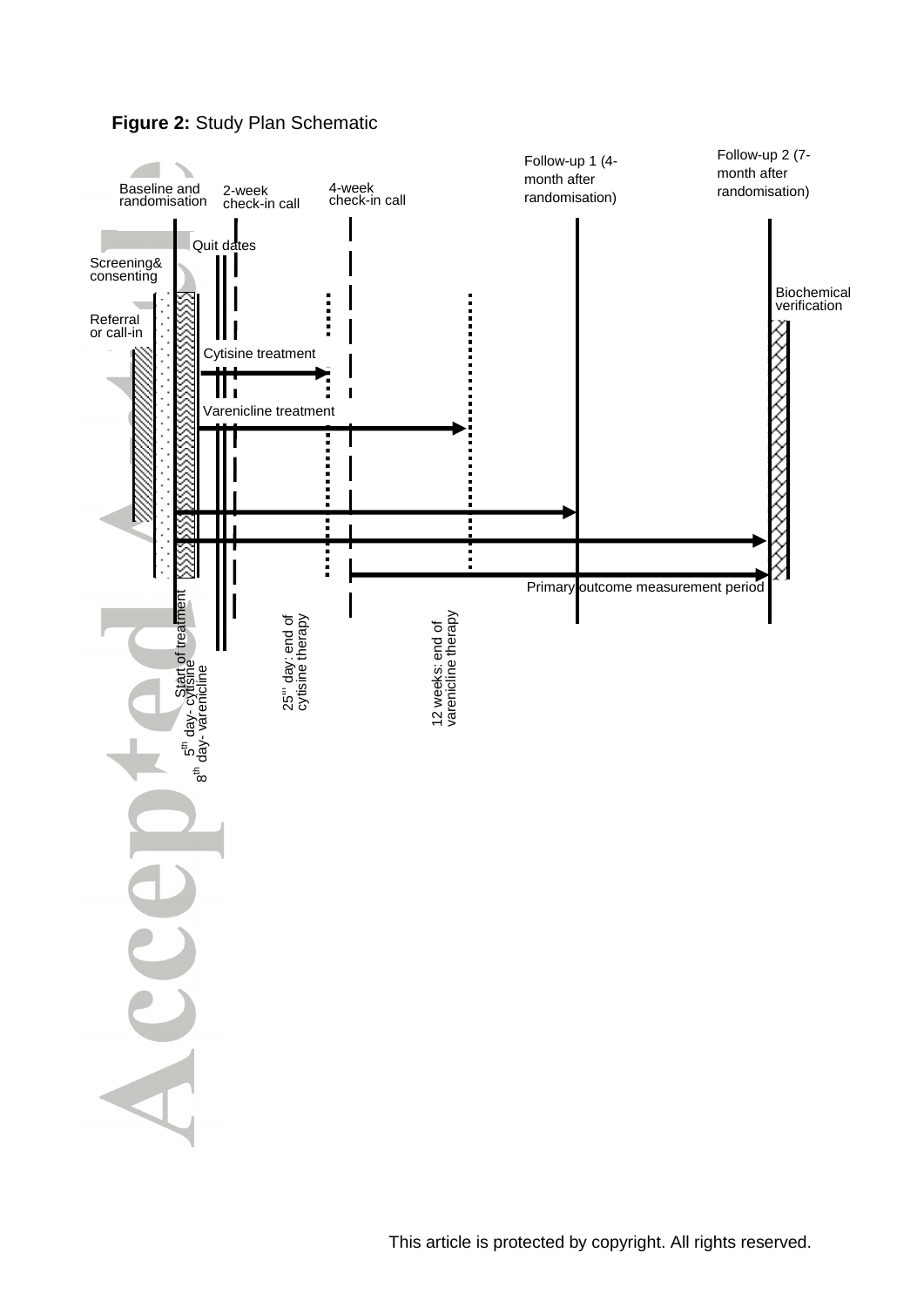**Figure 2:** Study Plan Schematic

Baseline and randomisation

2-week check-in call

4-week check-in call

Follow-up 1 (4-month after randomisation)

Follow-up 2 (7-month after randomisation)

Quit dates

Screening& consenting

Referral or call-in

Biochemical verification

Cytisine treatment

Varenicline treatment

Primary outcome measurement period

Start of treatment

5th day- cytisine

8th day- varenicline

25th day: end of cytisine therapy

12 weeks: end of varenicline therapy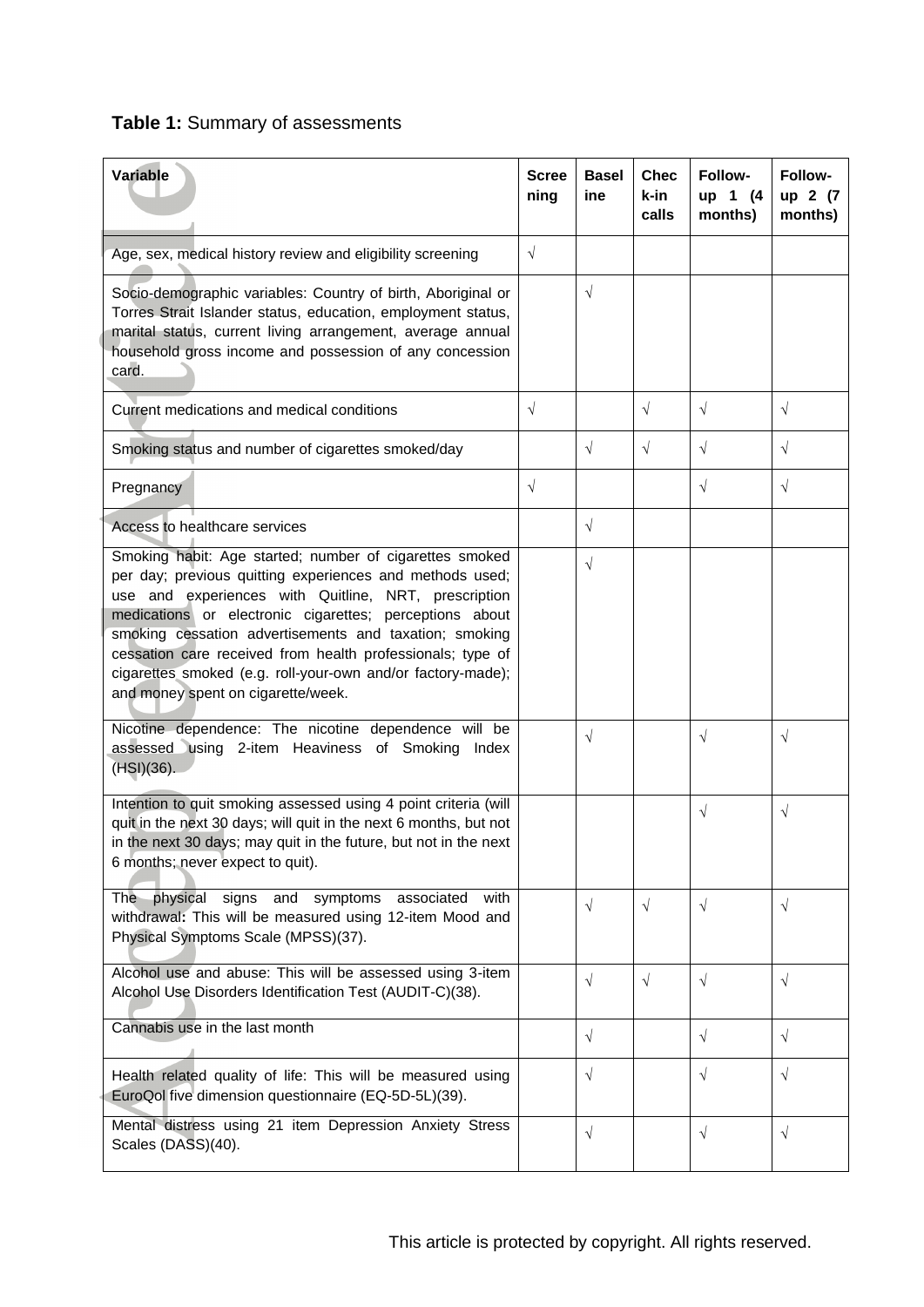**Table 1:** Summary of assessments

| Variable | Screening | Baseline | Check-in calls | Follow-up 1 (4 months) | Follow-up 2 (7 months) |
|---|---|---|---|---|---|
| Age, sex, medical history review and eligibility screening | √ | | | | |
| Socio-demographic variables: Country of birth, Aboriginal or Torres Strait Islander status, education, employment status, marital status, current living arrangement, average annual household gross income and possession of any concession card. | | √ | | | |
| Current medications and medical conditions | √ | | √ | √ | √ |
| Smoking status and number of cigarettes smoked/day | | √ | √ | √ | √ |
| Pregnancy | √ | | | √ | √ |
| Access to healthcare services | | √ | | | |
| Smoking habit: Age started; number of cigarettes smoked per day; previous quitting experiences and methods used; use and experiences with Quitline, NRT, prescription medications or electronic cigarettes; perceptions about smoking cessation advertisements and taxation; smoking cessation care received from health professionals; type of cigarettes smoked (e.g. roll-your-own and/or factory-made); and money spent on cigarette/week. | | √ | | | |
| Nicotine dependence: The nicotine dependence will be assessed using 2-item Heaviness of Smoking Index (HSI)(36). | | √ | | √ | √ |
| Intention to quit smoking assessed using 4 point criteria (will quit in the next 30 days; will quit in the next 6 months, but not in the next 30 days; may quit in the future, but not in the next 6 months; never expect to quit). | | | | √ | √ |
| The physical signs and symptoms associated with withdrawal**:** This will be measured using 12-item Mood and Physical Symptoms Scale (MPSS)(37). | | √ | √ | √ | √ |
| Alcohol use and abuse: This will be assessed using 3-item Alcohol Use Disorders Identification Test (AUDIT-C)(38). | | √ | √ | √ | √ |
| Cannabis use in the last month | | √ | | √ | √ |
| Health related quality of life: This will be measured using EuroQol five dimension questionnaire (EQ-5D-5L)(39). | | √ | | √ | √ |
| Mental distress using 21 item Depression Anxiety Stress Scales (DASS)(40). | | √ | | √ | √ |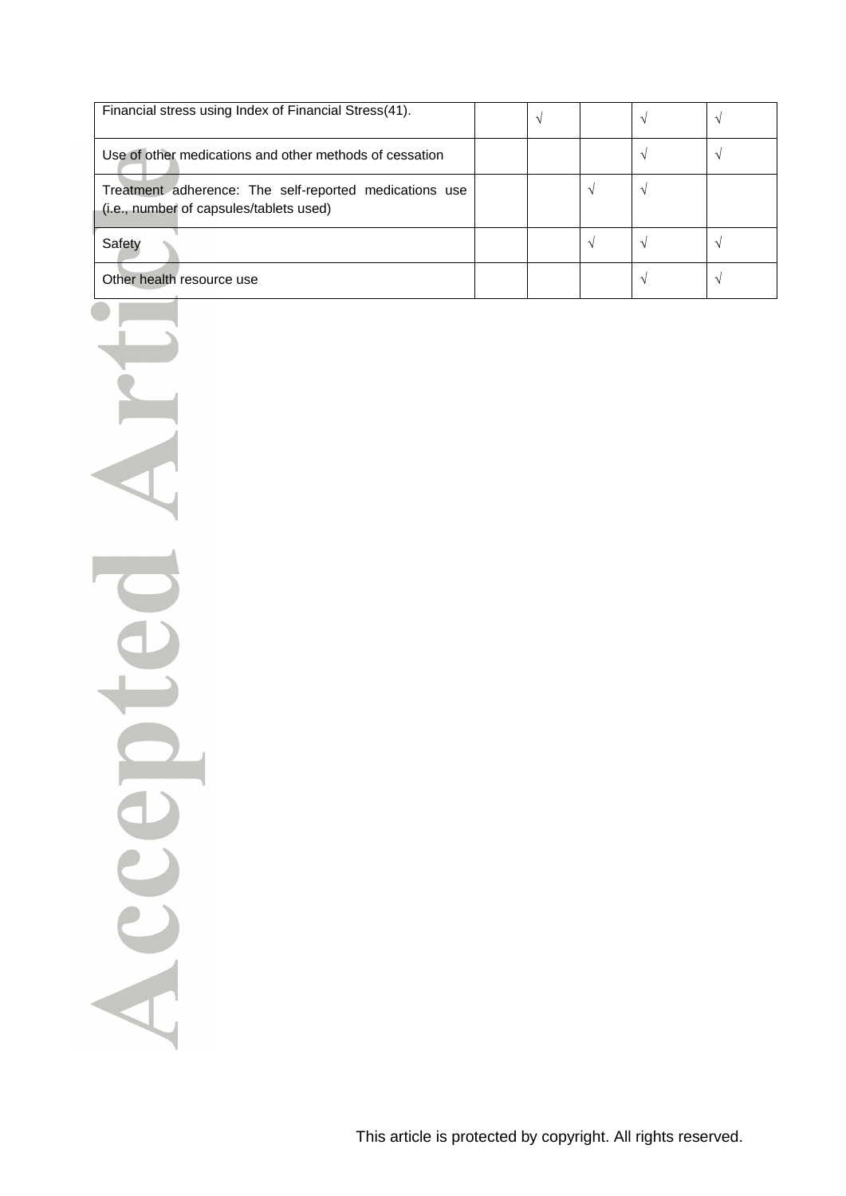| | | | | | |
|---|---|---|---|---|---|
| Financial stress using Index of Financial Stress(41). | | √ | | √ | √ |
| Use of other medications and other methods of cessation | | | | √ | √ |
| Treatment adherence: The self-reported medications use (i.e., number of capsules/tablets used) | | | √ | √ | |
| Safety | | | √ | √ | √ |
| Other health resource use | | | | √ | √ |